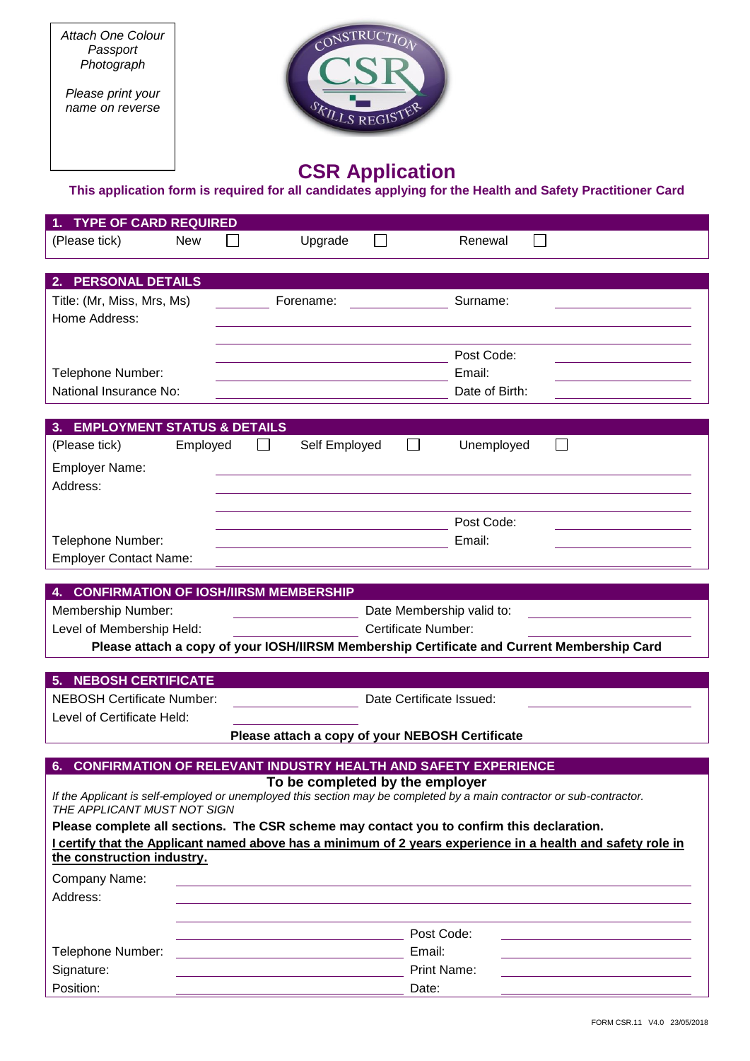*Attach One Colour Passport Photograph*

*Please print your name on reverse*

# CSR Application

**This application form is required for all candidates applying for the Health and Safety Practitioner Card**

## 1. TYPE OF CARD REQUIRED

(Please tick) New ☐ Upgrade ☐ Renewal ☐

## 2. PERSONAL DETAILS

Title: (Mr, Miss, Mrs, Ms) ________ Forename: ____________ Surname: ____________

Home Address: ______________________________________________

______________________________________________

______________________ Post Code: ____________

Telephone Number: ______________________ Email: ____________

National Insurance No: ______________________ Date of Birth: ____________

## 3. EMPLOYMENT STATUS & DETAILS

(Please tick) Employed ☐ Self Employed ☐ Unemployed ☐

Employer Name: ______________________________________________

Address: ______________________________________________

______________________________________________

______________________ Post Code: ____________

Telephone Number: ______________________ Email: ____________

Employer Contact Name: ______________________________________________

## 4. CONFIRMATION OF IOSH/IIRSM MEMBERSHIP

Membership Number: ____________ Date Membership valid to: ____________

Level of Membership Held: ____________ Certificate Number: ____________

**Please attach a copy of your IOSH/IIRSM Membership Certificate and Current Membership Card**

## 5. NEBOSH CERTIFICATE

NEBOSH Certificate Number: ____________ Date Certificate Issued: ____________

Level of Certificate Held: ____________

**Please attach a copy of your NEBOSH Certificate**

## 6. CONFIRMATION OF RELEVANT INDUSTRY HEALTH AND SAFETY EXPERIENCE

**To be completed by the employer**

*If the Applicant is self-employed or unemployed this section may be completed by a main contractor or sub-contractor. THE APPLICANT MUST NOT SIGN*

**Please complete all sections. The CSR scheme may contact you to confirm this declaration.**

**I certify that the Applicant named above has a minimum of 2 years experience in a health and safety role in the construction industry.**

Company Name: ______________________________________________

Address: ______________________________________________

______________________________________________

______________________ Post Code: ____________

Telephone Number: ______________________ Email: ____________

Signature: ______________________ Print Name: ____________

Position: ______________________ Date: ____________

FORM CSR.11 V4.0 23/05/2018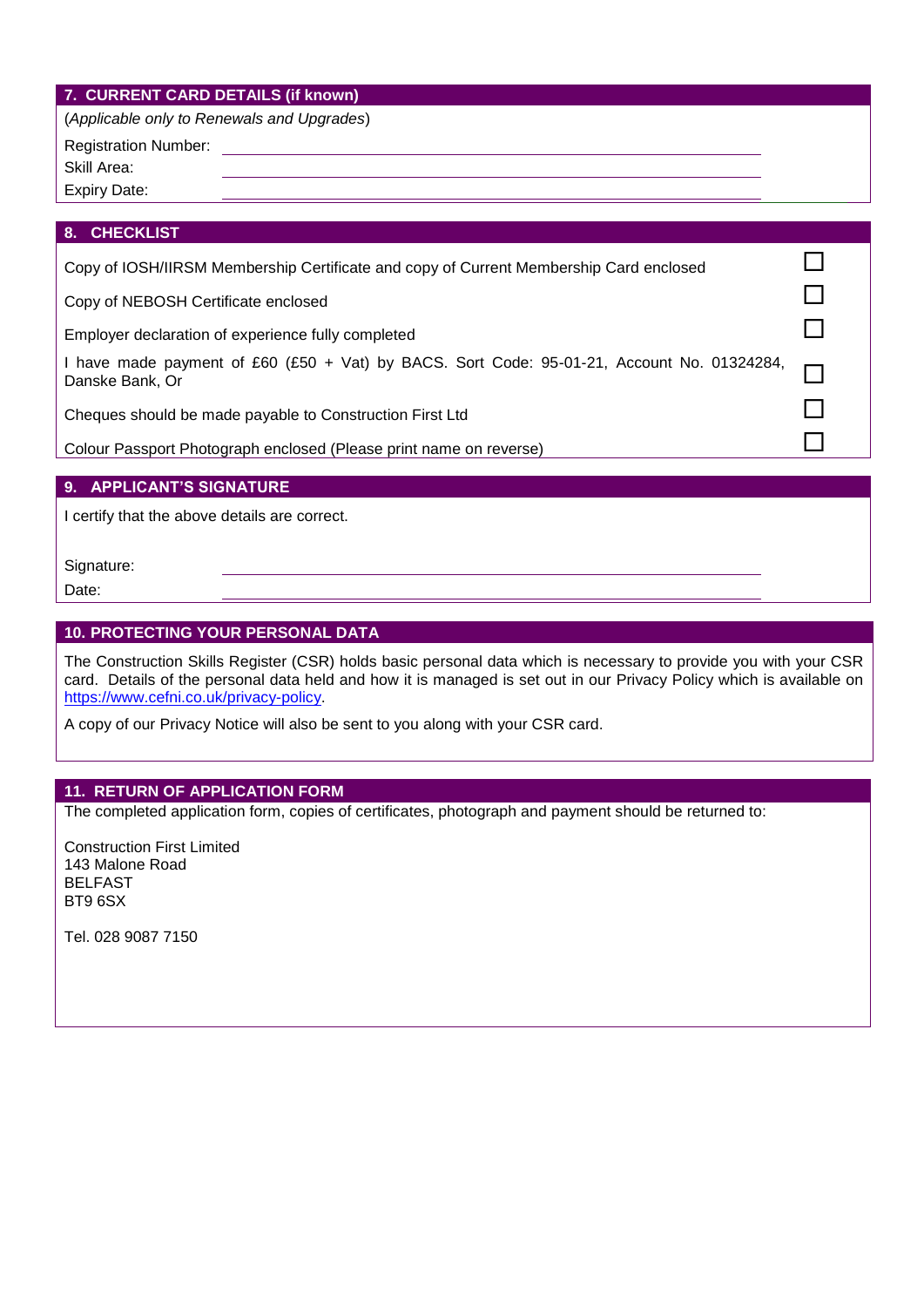## 7. CURRENT CARD DETAILS (if known)

(*Applicable only to Renewals and Upgrades*)

Registration Number: \_\_\_\_\_\_\_\_\_\_\_\_\_\_\_\_\_\_\_\_\_\_\_\_\_\_\_\_\_\_

Skill Area: \_\_\_\_\_\_\_\_\_\_\_\_\_\_\_\_\_\_\_\_\_\_\_\_\_\_\_\_\_\_

Expiry Date: \_\_\_\_\_\_\_\_\_\_\_\_\_\_\_\_\_\_\_\_\_\_\_\_\_\_\_\_\_\_

## 8. CHECKLIST

| | |
|---|---|
| Copy of IOSH/IIRSM Membership Certificate and copy of Current Membership Card enclosed | ☐ |
| Copy of NEBOSH Certificate enclosed | ☐ |
| Employer declaration of experience fully completed | ☐ |
| I have made payment of £60 (£50 + Vat) by BACS. Sort Code: 95-01-21, Account No. 01324284, Danske Bank, Or | ☐ |
| Cheques should be made payable to Construction First Ltd | ☐ |
| Colour Passport Photograph enclosed (Please print name on reverse) | ☐ |

## 9. APPLICANT'S SIGNATURE

I certify that the above details are correct.

Signature: \_\_\_\_\_\_\_\_\_\_\_\_\_\_\_\_\_\_\_\_\_\_\_\_\_\_\_\_\_\_

Date: \_\_\_\_\_\_\_\_\_\_\_\_\_\_\_\_\_\_\_\_\_\_\_\_\_\_\_\_\_\_

## 10. PROTECTING YOUR PERSONAL DATA

The Construction Skills Register (CSR) holds basic personal data which is necessary to provide you with your CSR card. Details of the personal data held and how it is managed is set out in our Privacy Policy which is available on https://www.cefni.co.uk/privacy-policy.

A copy of our Privacy Notice will also be sent to you along with your CSR card.

## 11. RETURN OF APPLICATION FORM

The completed application form, copies of certificates, photograph and payment should be returned to:

Construction First Limited
143 Malone Road
BELFAST
BT9 6SX

Tel. 028 9087 7150